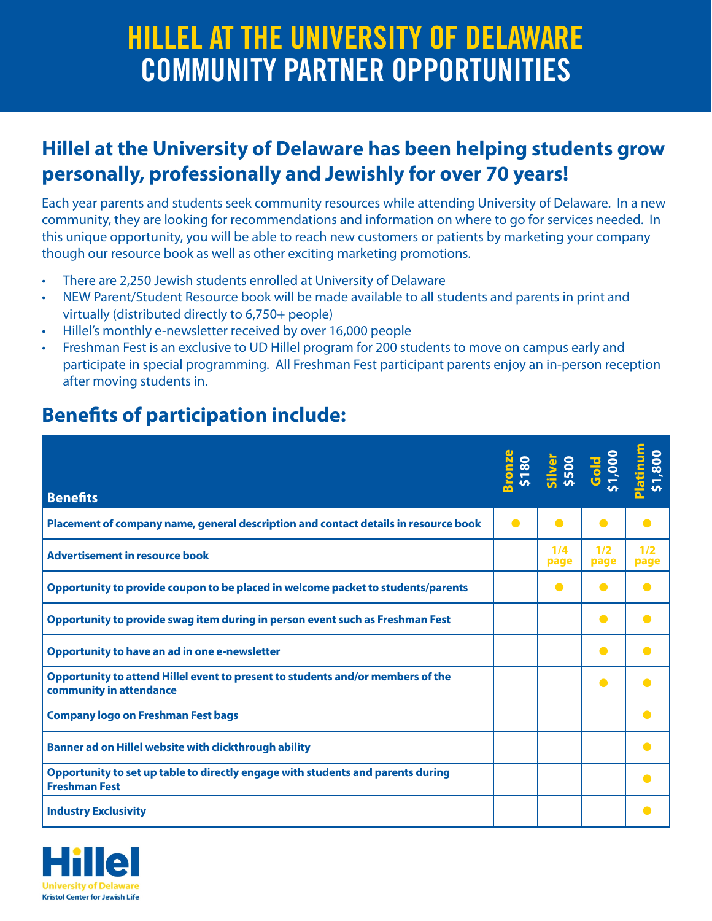# HILLEL AT THE UNIVERSITY OF DELAWARE
# COMMUNITY PARTNER OPPORTUNITIES

## Hillel at the University of Delaware has been helping students grow personally, professionally and Jewishly for over 70 years!

Each year parents and students seek community resources while attending University of Delaware. In a new community, they are looking for recommendations and information on where to go for services needed. In this unique opportunity, you will be able to reach new customers or patients by marketing your company though our resource book as well as other exciting marketing promotions.

- There are 2,250 Jewish students enrolled at University of Delaware
- NEW Parent/Student Resource book will be made available to all students and parents in print and virtually (distributed directly to 6,750+ people)
- Hillel's monthly e-newsletter received by over 16,000 people
- Freshman Fest is an exclusive to UD Hillel program for 200 students to move on campus early and participate in special programming. All Freshman Fest participant parents enjoy an in-person reception after moving students in.

## Benefits of participation include:

| Benefits | Bronze $180 | Silver $500 | Gold $1,000 | Platinum $1,800 |
|---|---|---|---|---|
| Placement of company name, general description and contact details in resource book | ● | ● | ● | ● |
| Advertisement in resource book | | 1/4 page | 1/2 page | 1/2 page |
| Opportunity to provide coupon to be placed in welcome packet to students/parents | | ● | ● | ● |
| Opportunity to provide swag item during in person event such as Freshman Fest | | | ● | ● |
| Opportunity to have an ad in one e-newsletter | | | ● | ● |
| Opportunity to attend Hillel event to present to students and/or members of the community in attendance | | | ● | ● |
| Company logo on Freshman Fest bags | | | | ● |
| Banner ad on Hillel website with clickthrough ability | | | | ● |
| Opportunity to set up table to directly engage with students and parents during Freshman Fest | | | | ● |
| Industry Exclusivity | | | | ● |

Hillel
University of Delaware
Kristol Center for Jewish Life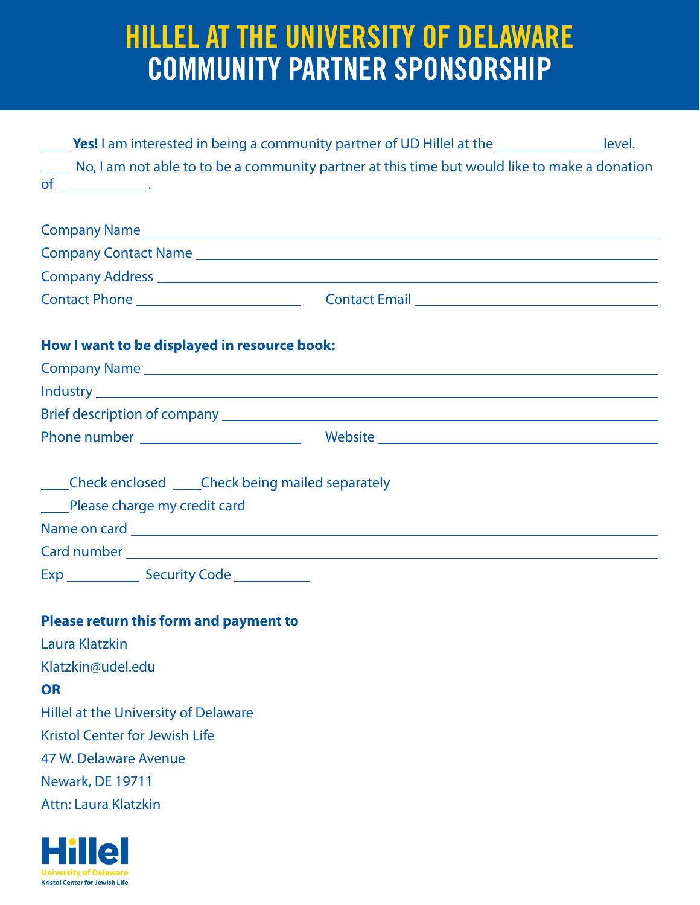# HILLEL AT THE UNIVERSITY OF DELAWARE
# COMMUNITY PARTNER SPONSORSHIP

____ **Yes!** I am interested in being a community partner of UD Hillel at the ______________ level.

____ No, I am not able to to be a community partner at this time but would like to make a donation of ____________.

Company Name ______________________________________________

Company Contact Name ______________________________________________

Company Address ______________________________________________

Contact Phone ______________________ Contact Email ______________________

**How I want to be displayed in resource book:**

Company Name ______________________________________________

Industry ______________________________________________

Brief description of company ______________________________________________

Phone number ______________________ Website ______________________

____Check enclosed ____Check being mailed separately

____Please charge my credit card

Name on card ______________________________________________

Card number ______________________________________________

Exp __________ Security Code __________

**Please return this form and payment to**

Laura Klatzkin

Klatzkin@udel.edu

**OR**

Hillel at the University of Delaware

Kristol Center for Jewish Life

47 W. Delaware Avenue

Newark, DE 19711

Attn: Laura Klatzkin

Hillel
University of Delaware
Kristol Center for Jewish Life